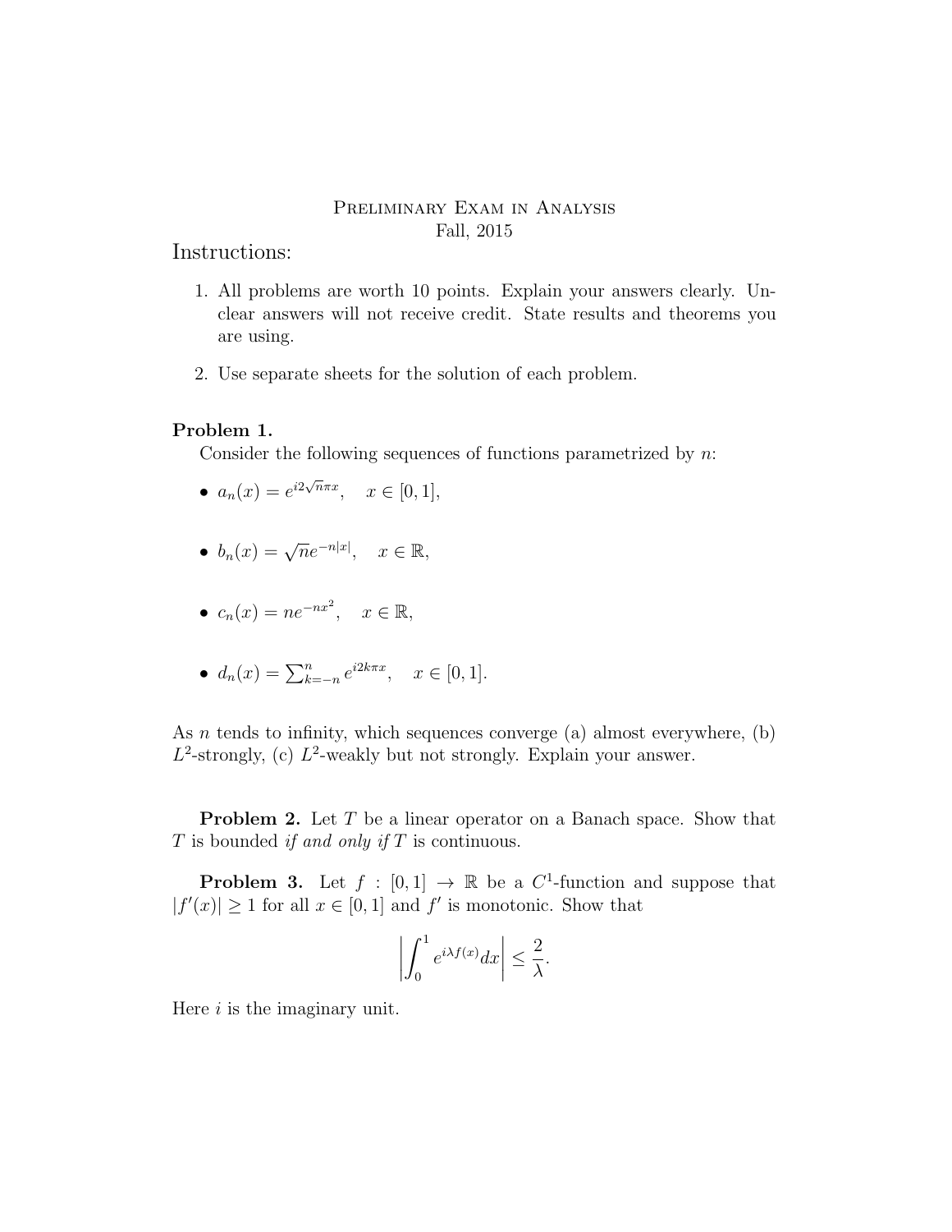# Preliminary Exam in Analysis

Fall, 2015

## Instructions:

1. All problems are worth 10 points. Explain your answers clearly. Unclear answers will not receive credit. State results and theorems you are using.
2. Use separate sheets for the solution of each problem.

**Problem 1.**

Consider the following sequences of functions parametrized by $n$:

- $a_n(x) = e^{i2\sqrt{n}\pi x}, \quad x \in [0,1],$
- $b_n(x) = \sqrt{n}e^{-n|x|}, \quad x \in \mathbb{R},$
- $c_n(x) = ne^{-nx^2}, \quad x \in \mathbb{R},$
- $d_n(x) = \sum_{k=-n}^{n} e^{i2k\pi x}, \quad x \in [0,1].$

As $n$ tends to infinity, which sequences converge (a) almost everywhere, (b) $L^2$-strongly, (c) $L^2$-weakly but not strongly. Explain your answer.

**Problem 2.** Let $T$ be a linear operator on a Banach space. Show that $T$ is bounded *if and only if* $T$ is continuous.

**Problem 3.** Let $f : [0,1] \to \mathbb{R}$ be a $C^1$-function and suppose that $|f'(x)| \geq 1$ for all $x \in [0,1]$ and $f'$ is monotonic. Show that

$$\left| \int_0^1 e^{i\lambda f(x)} dx \right| \leq \frac{2}{\lambda}.$$

Here $i$ is the imaginary unit.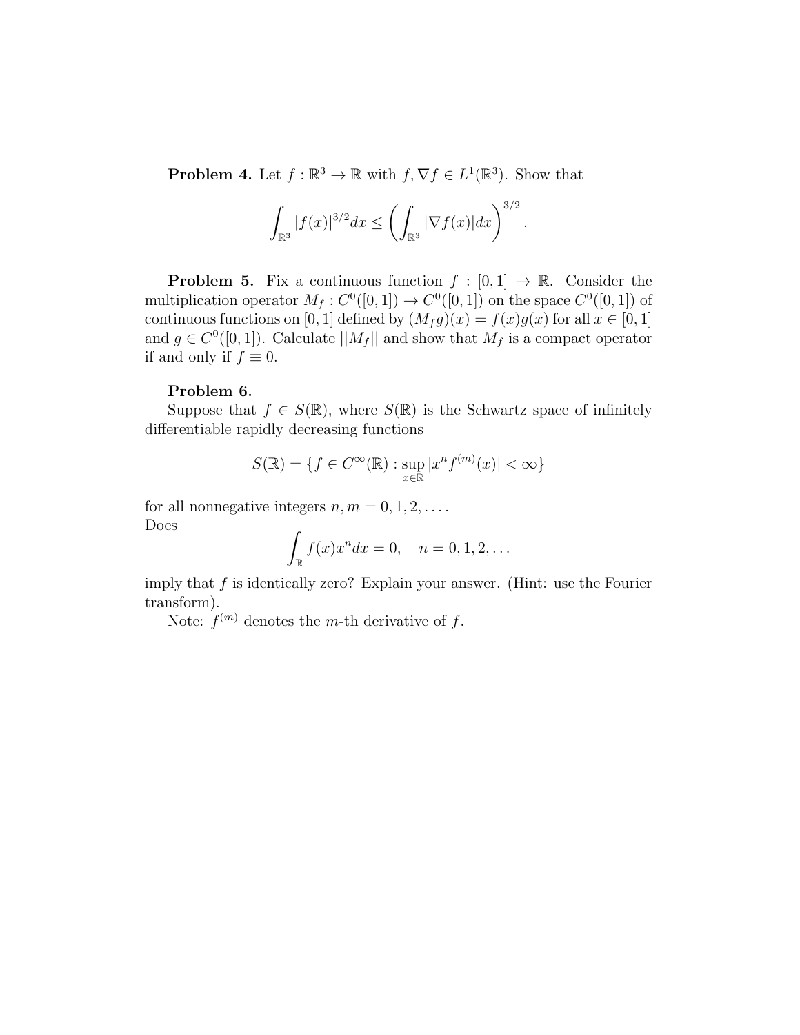**Problem 4.** Let $f : \mathbb{R}^3 \to \mathbb{R}$ with $f, \nabla f \in L^1(\mathbb{R}^3)$. Show that

$$\int_{\mathbb{R}^3} |f(x)|^{3/2} dx \leq \left( \int_{\mathbb{R}^3} |\nabla f(x)| dx \right)^{3/2}.$$

**Problem 5.** Fix a continuous function $f : [0,1] \to \mathbb{R}$. Consider the multiplication operator $M_f : C^0([0,1]) \to C^0([0,1])$ on the space $C^0([0,1])$ of continuous functions on $[0,1]$ defined by $(M_f g)(x) = f(x)g(x)$ for all $x \in [0,1]$ and $g \in C^0([0,1])$. Calculate $||M_f||$ and show that $M_f$ is a compact operator if and only if $f \equiv 0$.

**Problem 6.**

Suppose that $f \in S(\mathbb{R})$, where $S(\mathbb{R})$ is the Schwartz space of infinitely differentiable rapidly decreasing functions

$$S(\mathbb{R}) = \{ f \in C^\infty(\mathbb{R}) : \sup_{x \in \mathbb{R}} |x^n f^{(m)}(x)| < \infty \}$$

for all nonnegative integers $n, m = 0, 1, 2, \ldots$.

Does

$$\int_{\mathbb{R}} f(x) x^n dx = 0, \quad n = 0, 1, 2, \ldots$$

imply that $f$ is identically zero? Explain your answer. (Hint: use the Fourier transform).

Note: $f^{(m)}$ denotes the $m$-th derivative of $f$.